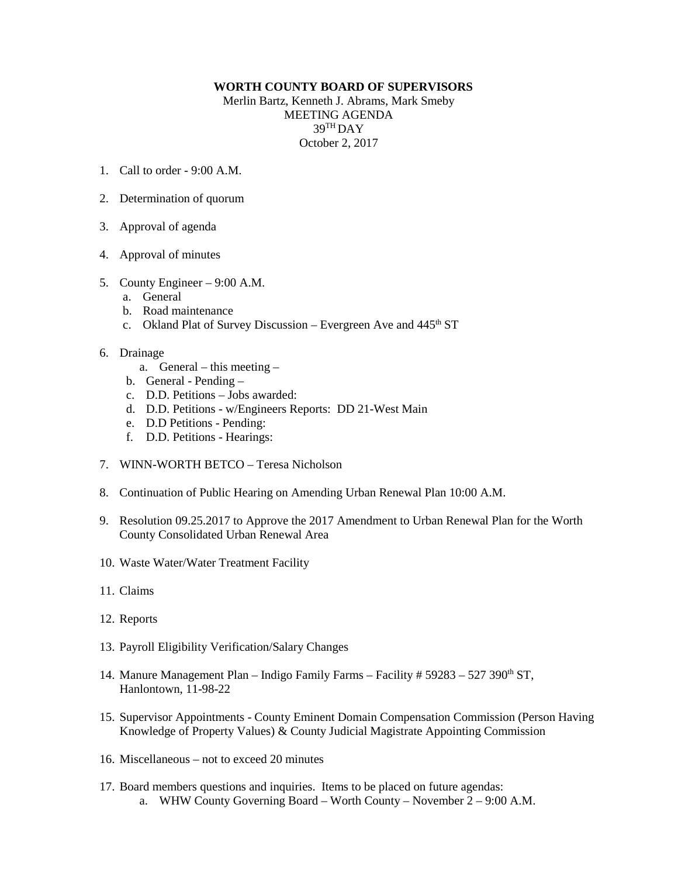**WORTH COUNTY BOARD OF SUPERVISORS**

Merlin Bartz, Kenneth J. Abrams, Mark Smeby

MEETING AGENDA

39TH DAY

October 2, 2017

1. Call to order - 9:00 A.M.

2. Determination of quorum

3. Approval of agenda

4. Approval of minutes

5. County Engineer – 9:00 A.M.
   a. General
   b. Road maintenance
   c. Okland Plat of Survey Discussion – Evergreen Ave and 445th ST

6. Drainage
   a. General – this meeting –
   b. General - Pending –
   c. D.D. Petitions – Jobs awarded:
   d. D.D. Petitions - w/Engineers Reports: DD 21-West Main
   e. D.D Petitions - Pending:
   f. D.D. Petitions - Hearings:

7. WINN-WORTH BETCO – Teresa Nicholson

8. Continuation of Public Hearing on Amending Urban Renewal Plan 10:00 A.M.

9. Resolution 09.25.2017 to Approve the 2017 Amendment to Urban Renewal Plan for the Worth County Consolidated Urban Renewal Area

10. Waste Water/Water Treatment Facility

11. Claims

12. Reports

13. Payroll Eligibility Verification/Salary Changes

14. Manure Management Plan – Indigo Family Farms – Facility # 59283 – 527 390th ST, Hanlontown, 11-98-22

15. Supervisor Appointments - County Eminent Domain Compensation Commission (Person Having Knowledge of Property Values) & County Judicial Magistrate Appointing Commission

16. Miscellaneous – not to exceed 20 minutes

17. Board members questions and inquiries. Items to be placed on future agendas:
    a. WHW County Governing Board – Worth County – November 2 – 9:00 A.M.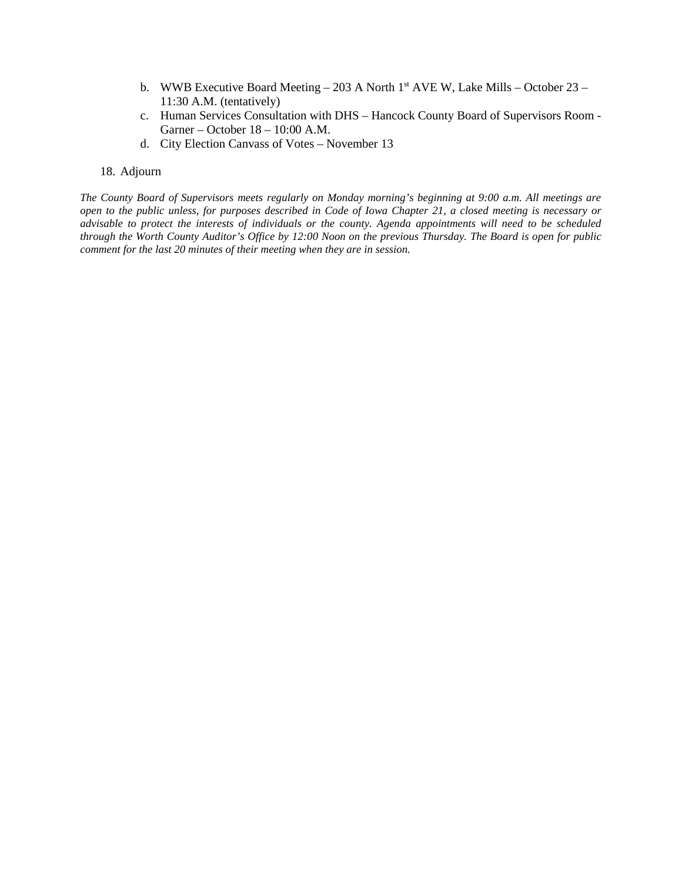b. WWB Executive Board Meeting – 203 A North 1st AVE W, Lake Mills – October 23 – 11:30 A.M. (tentatively)
c. Human Services Consultation with DHS – Hancock County Board of Supervisors Room - Garner – October 18 – 10:00 A.M.
d. City Election Canvass of Votes – November 13

18. Adjourn

*The County Board of Supervisors meets regularly on Monday morning's beginning at 9:00 a.m. All meetings are open to the public unless, for purposes described in Code of Iowa Chapter 21, a closed meeting is necessary or advisable to protect the interests of individuals or the county. Agenda appointments will need to be scheduled through the Worth County Auditor's Office by 12:00 Noon on the previous Thursday. The Board is open for public comment for the last 20 minutes of their meeting when they are in session.*